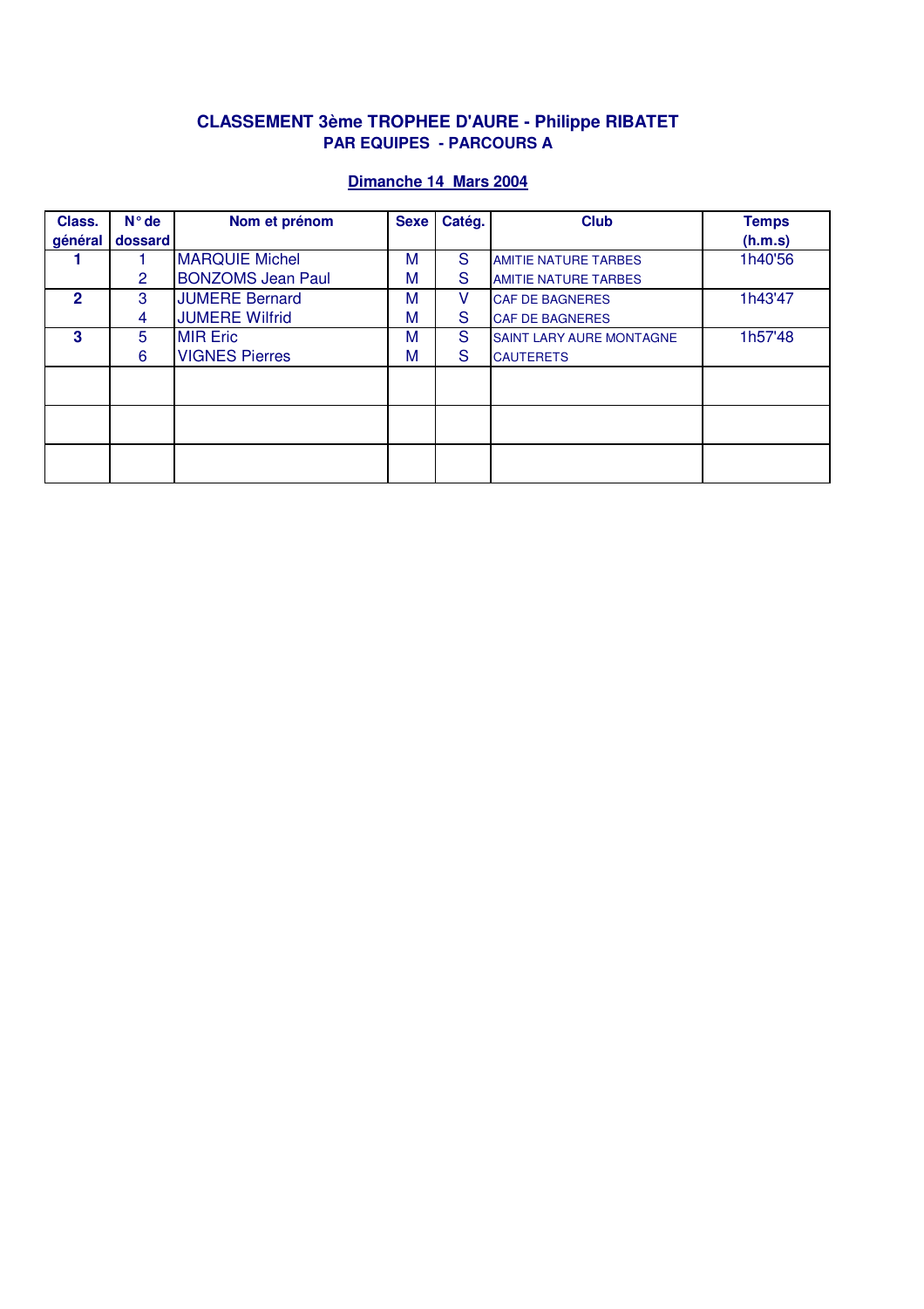## CLASSEMENT 3ème TROPHEE D'AURE - Philippe RIBATET
### PAR EQUIPES - PARCOURS A

**Dimanche 14 Mars 2004**

| Class. général | N° de dossard | Nom et prénom | Sexe | Catég. | Club | Temps (h.m.s) |
|---|---|---|---|---|---|---|
| **1** | 1 | MARQUIE Michel | M | S | AMITIE NATURE TARBES | 1h40'56 |
| | 2 | BONZOMS Jean Paul | M | S | AMITIE NATURE TARBES | |
| **2** | 3 | JUMERE Bernard | M | V | CAF DE BAGNERES | 1h43'47 |
| | 4 | JUMERE Wilfrid | M | S | CAF DE BAGNERES | |
| **3** | 5 | MIR Eric | M | S | SAINT LARY AURE MONTAGNE | 1h57'48 |
| | 6 | VIGNES Pierres | M | S | CAUTERETS | |
| | | | | | | |
| | | | | | | |
| | | | | | | |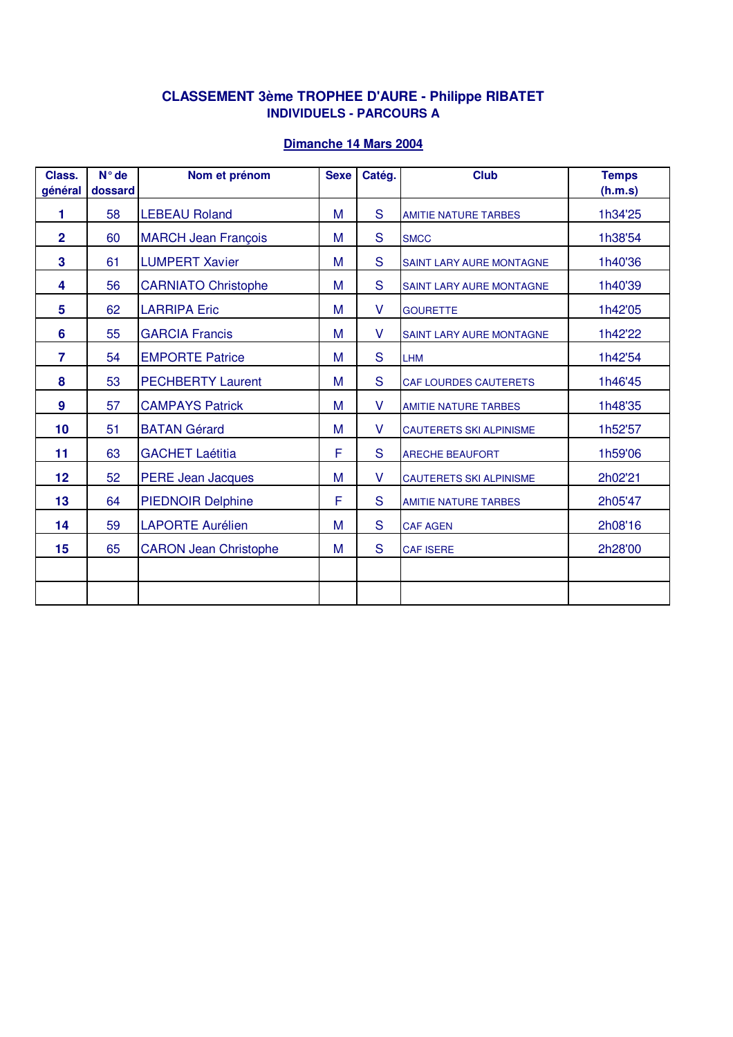## CLASSEMENT 3ème TROPHEE D'AURE - Philippe RIBATET
### INDIVIDUELS - PARCOURS A

**Dimanche 14 Mars 2004**

| Class. général | N° de dossard | Nom et prénom | Sexe | Catég. | Club | Temps (h.m.s) |
|---|---|---|---|---|---|---|
| **1** | 58 | LEBEAU Roland | M | S | AMITIE NATURE TARBES | 1h34'25 |
| **2** | 60 | MARCH Jean François | M | S | SMCC | 1h38'54 |
| **3** | 61 | LUMPERT Xavier | M | S | SAINT LARY AURE MONTAGNE | 1h40'36 |
| **4** | 56 | CARNIATO Christophe | M | S | SAINT LARY AURE MONTAGNE | 1h40'39 |
| **5** | 62 | LARRIPA Eric | M | V | GOURETTE | 1h42'05 |
| **6** | 55 | GARCIA Francis | M | V | SAINT LARY AURE MONTAGNE | 1h42'22 |
| **7** | 54 | EMPORTE Patrice | M | S | LHM | 1h42'54 |
| **8** | 53 | PECHBERTY Laurent | M | S | CAF LOURDES CAUTERETS | 1h46'45 |
| **9** | 57 | CAMPAYS Patrick | M | V | AMITIE NATURE TARBES | 1h48'35 |
| **10** | 51 | BATAN Gérard | M | V | CAUTERETS SKI ALPINISME | 1h52'57 |
| **11** | 63 | GACHET Laétitia | F | S | ARECHE BEAUFORT | 1h59'06 |
| **12** | 52 | PERE Jean Jacques | M | V | CAUTERETS SKI ALPINISME | 2h02'21 |
| **13** | 64 | PIEDNOIR Delphine | F | S | AMITIE NATURE TARBES | 2h05'47 |
| **14** | 59 | LAPORTE Aurélien | M | S | CAF AGEN | 2h08'16 |
| **15** | 65 | CARON Jean Christophe | M | S | CAF ISERE | 2h28'00 |
| | | | | | | |
| | | | | | | |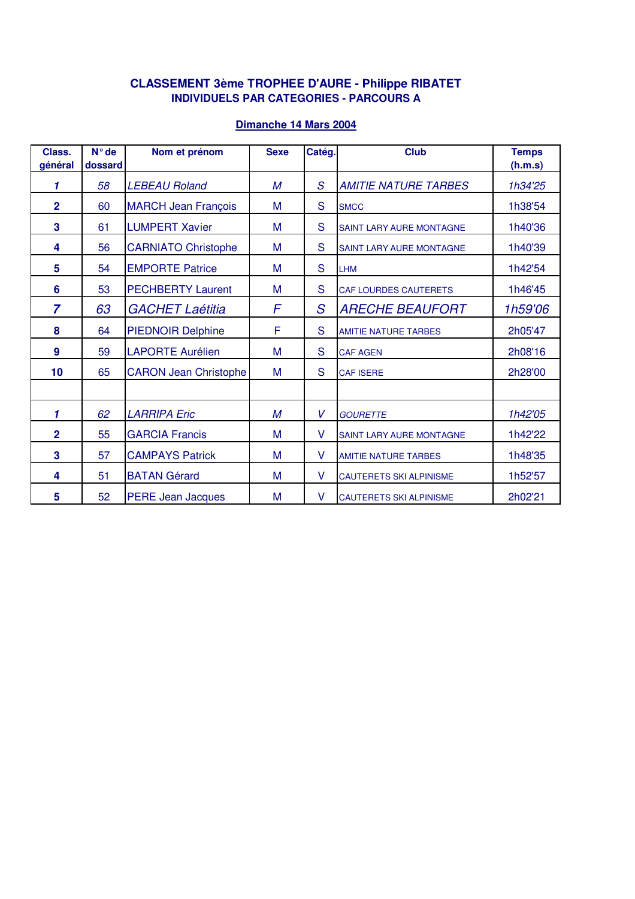**CLASSEMENT 3ème TROPHEE D'AURE - Philippe RIBATET**
**INDIVIDUELS PAR CATEGORIES - PARCOURS A**

**Dimanche 14 Mars 2004**

| Class. général | N° de dossard | Nom et prénom | Sexe | Catég. | Club | Temps (h.m.s) |
|---|---|---|---|---|---|---|
| *1* | *58* | *LEBEAU Roland* | *M* | *S* | *AMITIE NATURE TARBES* | *1h34'25* |
| 2 | 60 | MARCH Jean François | M | S | SMCC | 1h38'54 |
| 3 | 61 | LUMPERT Xavier | M | S | SAINT LARY AURE MONTAGNE | 1h40'36 |
| 4 | 56 | CARNIATO Christophe | M | S | SAINT LARY AURE MONTAGNE | 1h40'39 |
| 5 | 54 | EMPORTE Patrice | M | S | LHM | 1h42'54 |
| 6 | 53 | PECHBERTY Laurent | M | S | CAF LOURDES CAUTERETS | 1h46'45 |
| *7* | *63* | *GACHET Laétitia* | *F* | *S* | *ARECHE BEAUFORT* | *1h59'06* |
| 8 | 64 | PIEDNOIR Delphine | F | S | AMITIE NATURE TARBES | 2h05'47 |
| 9 | 59 | LAPORTE Aurélien | M | S | CAF AGEN | 2h08'16 |
| 10 | 65 | CARON Jean Christophe | M | S | CAF ISERE | 2h28'00 |
| | | | | | | |
| *1* | *62* | *LARRIPA Eric* | *M* | *V* | *GOURETTE* | *1h42'05* |
| 2 | 55 | GARCIA Francis | M | V | SAINT LARY AURE MONTAGNE | 1h42'22 |
| 3 | 57 | CAMPAYS Patrick | M | V | AMITIE NATURE TARBES | 1h48'35 |
| 4 | 51 | BATAN Gérard | M | V | CAUTERETS SKI ALPINISME | 1h52'57 |
| 5 | 52 | PERE Jean Jacques | M | V | CAUTERETS SKI ALPINISME | 2h02'21 |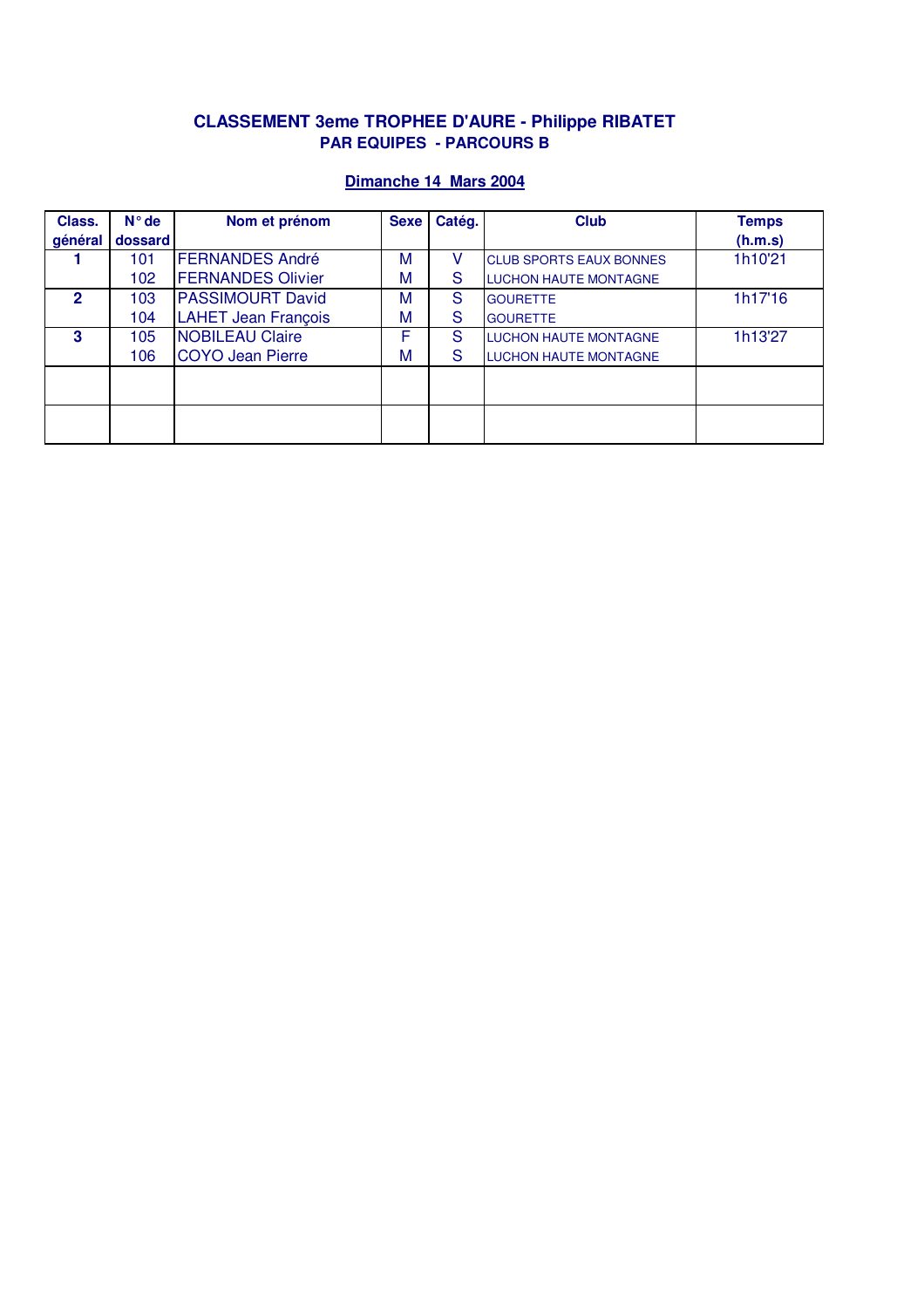## CLASSEMENT 3eme TROPHEE D'AURE - Philippe RIBATET
### PAR EQUIPES - PARCOURS B

**Dimanche 14 Mars 2004**

| Class. général | N° de dossard | Nom et prénom | Sexe | Catég. | Club | Temps (h.m.s) |
|---|---|---|---|---|---|---|
| **1** | 101 | FERNANDES André | M | V | CLUB SPORTS EAUX BONNES | 1h10'21 |
| | 102 | FERNANDES Olivier | M | S | LUCHON HAUTE MONTAGNE | |
| **2** | 103 | PASSIMOURT David | M | S | GOURETTE | 1h17'16 |
| | 104 | LAHET Jean François | M | S | GOURETTE | |
| **3** | 105 | NOBILEAU Claire | F | S | LUCHON HAUTE MONTAGNE | 1h13'27 |
| | 106 | COYO Jean Pierre | M | S | LUCHON HAUTE MONTAGNE | |
| | | | | | | |
| | | | | | | |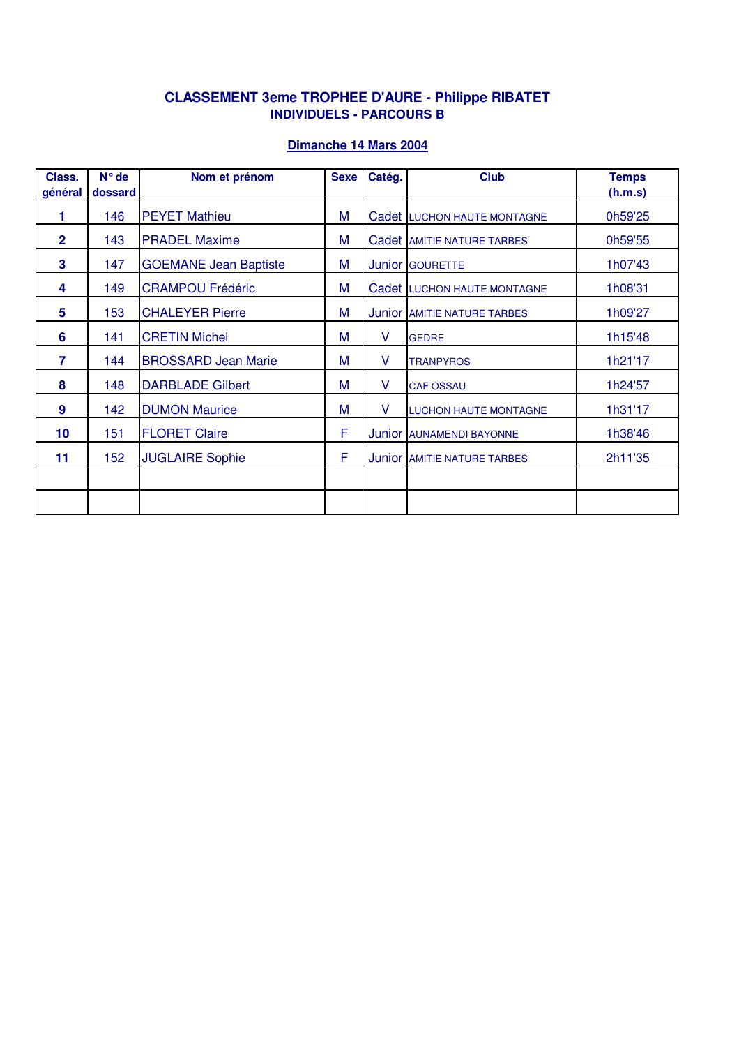## CLASSEMENT 3eme TROPHEE D'AURE - Philippe RIBATET

### INDIVIDUELS - PARCOURS B

**Dimanche 14 Mars 2004**

| Class. général | N° de dossard | Nom et prénom | Sexe | Catég. | Club | Temps (h.m.s) |
|---|---|---|---|---|---|---|
| 1 | 146 | PEYET Mathieu | M | Cadet | LUCHON HAUTE MONTAGNE | 0h59'25 |
| 2 | 143 | PRADEL Maxime | M | Cadet | AMITIE NATURE TARBES | 0h59'55 |
| 3 | 147 | GOEMANE Jean Baptiste | M | Junior | GOURETTE | 1h07'43 |
| 4 | 149 | CRAMPOU Frédéric | M | Cadet | LUCHON HAUTE MONTAGNE | 1h08'31 |
| 5 | 153 | CHALEYER Pierre | M | Junior | AMITIE NATURE TARBES | 1h09'27 |
| 6 | 141 | CRETIN Michel | M | V | GEDRE | 1h15'48 |
| 7 | 144 | BROSSARD Jean Marie | M | V | TRANPYROS | 1h21'17 |
| 8 | 148 | DARBLADE Gilbert | M | V | CAF OSSAU | 1h24'57 |
| 9 | 142 | DUMON Maurice | M | V | LUCHON HAUTE MONTAGNE | 1h31'17 |
| 10 | 151 | FLORET Claire | F | Junior | AUNAMENDI BAYONNE | 1h38'46 |
| 11 | 152 | JUGLAIRE Sophie | F | Junior | AMITIE NATURE TARBES | 2h11'35 |
| | | | | | | |
| | | | | | | |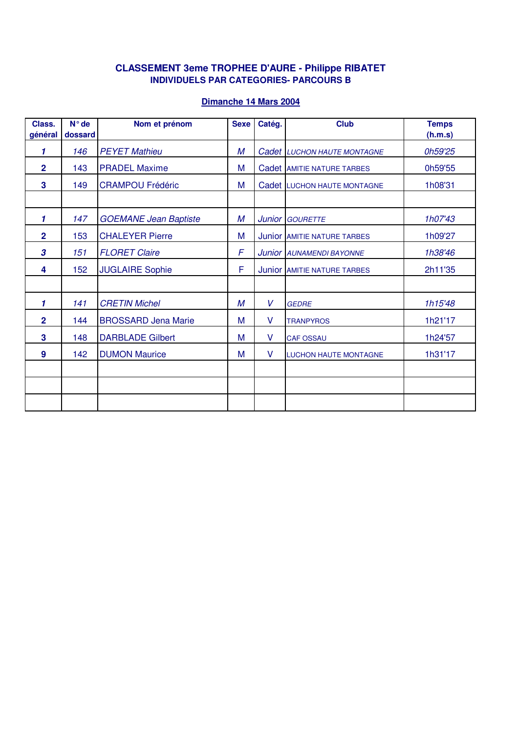**CLASSEMENT 3eme TROPHEE D'AURE - Philippe RIBATET**
**INDIVIDUELS PAR CATEGORIES- PARCOURS B**

**Dimanche 14 Mars 2004**

| Class. général | N° de dossard | Nom et prénom | Sexe | Catég. | Club | Temps (h.m.s) |
|---|---|---|---|---|---|---|
| *1* | *146* | *PEYET Mathieu* | *M* | *Cadet* | *LUCHON HAUTE MONTAGNE* | *0h59'25* |
| 2 | 143 | PRADEL Maxime | M | Cadet | AMITIE NATURE TARBES | 0h59'55 |
| 3 | 149 | CRAMPOU Frédéric | M | Cadet | LUCHON HAUTE MONTAGNE | 1h08'31 |
| | | | | | | |
| *1* | *147* | *GOEMANE Jean Baptiste* | *M* | *Junior* | *GOURETTE* | *1h07'43* |
| 2 | 153 | CHALEYER Pierre | M | Junior | AMITIE NATURE TARBES | 1h09'27 |
| *3* | *151* | *FLORET Claire* | *F* | *Junior* | *AUNAMENDI BAYONNE* | *1h38'46* |
| 4 | 152 | JUGLAIRE Sophie | F | Junior | AMITIE NATURE TARBES | 2h11'35 |
| | | | | | | |
| *1* | *141* | *CRETIN Michel* | *M* | *V* | *GEDRE* | *1h15'48* |
| 2 | 144 | BROSSARD Jena Marie | M | V | TRANPYROS | 1h21'17 |
| 3 | 148 | DARBLADE Gilbert | M | V | CAF OSSAU | 1h24'57 |
| 9 | 142 | DUMON Maurice | M | V | LUCHON HAUTE MONTAGNE | 1h31'17 |
| | | | | | | |
| | | | | | | |
| | | | | | | |